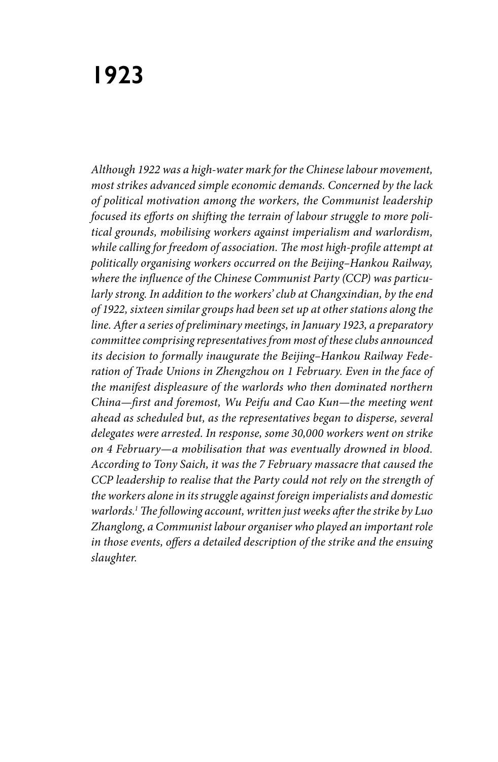# 1923

*Although 1922 was a high-water mark for the Chinese labour movement, most strikes advanced simple economic demands. Concerned by the lack of political motivation among the workers, the Communist leadership focused its efforts on shifting the terrain of labour struggle to more political grounds, mobilising workers against imperialism and warlordism, while calling for freedom of association. The most high-profile attempt at politically organising workers occurred on the Beijing–Hankou Railway, where the influence of the Chinese Communist Party (CCP) was particularly strong. In addition to the workers' club at Changxindian, by the end of 1922, sixteen similar groups had been set up at other stations along the line. After a series of preliminary meetings, in January 1923, a preparatory committee comprising representatives from most of these clubs announced its decision to formally inaugurate the Beijing–Hankou Railway Federation of Trade Unions in Zhengzhou on 1 February. Even in the face of the manifest displeasure of the warlords who then dominated northern China—first and foremost, Wu Peifu and Cao Kun—the meeting went ahead as scheduled but, as the representatives began to disperse, several delegates were arrested. In response, some 30,000 workers went on strike on 4 February—a mobilisation that was eventually drowned in blood. According to Tony Saich, it was the 7 February massacre that caused the CCP leadership to realise that the Party could not rely on the strength of the workers alone in its struggle against foreign imperialists and domestic warlords.[1] The following account, written just weeks after the strike by Luo Zhanglong, a Communist labour organiser who played an important role in those events, offers a detailed description of the strike and the ensuing slaughter.*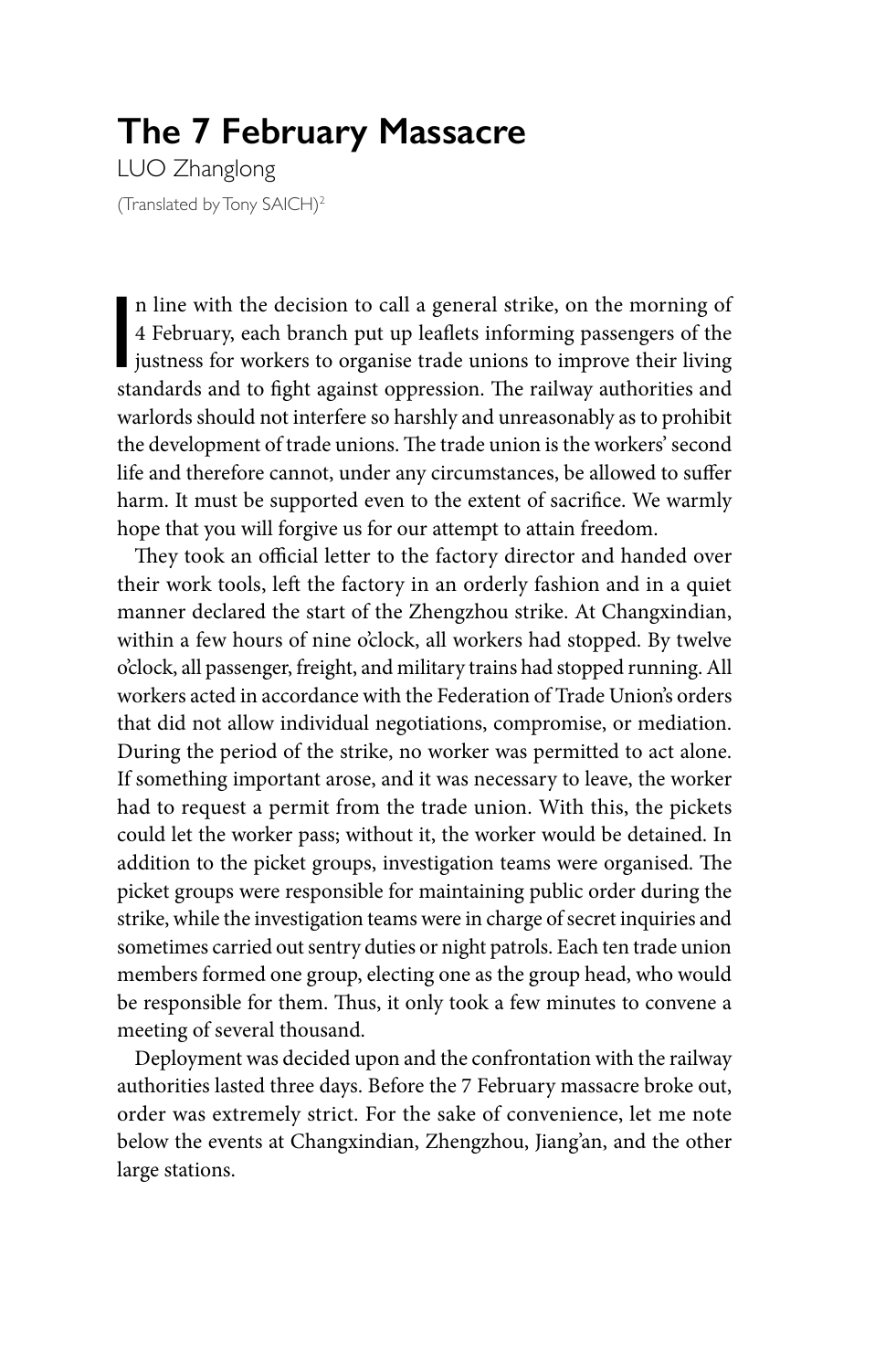# The 7 February Massacre

LUO Zhanglong

(Translated by Tony SAICH)[2]

In line with the decision to call a general strike, on the morning of 4 February, each branch put up leaflets informing passengers of the justness for workers to organise trade unions to improve their living standards and to fight against oppression. The railway authorities and warlords should not interfere so harshly and unreasonably as to prohibit the development of trade unions. The trade union is the workers' second life and therefore cannot, under any circumstances, be allowed to suffer harm. It must be supported even to the extent of sacrifice. We warmly hope that you will forgive us for our attempt to attain freedom.

They took an official letter to the factory director and handed over their work tools, left the factory in an orderly fashion and in a quiet manner declared the start of the Zhengzhou strike. At Changxindian, within a few hours of nine o'clock, all workers had stopped. By twelve o'clock, all passenger, freight, and military trains had stopped running. All workers acted in accordance with the Federation of Trade Union's orders that did not allow individual negotiations, compromise, or mediation. During the period of the strike, no worker was permitted to act alone. If something important arose, and it was necessary to leave, the worker had to request a permit from the trade union. With this, the pickets could let the worker pass; without it, the worker would be detained. In addition to the picket groups, investigation teams were organised. The picket groups were responsible for maintaining public order during the strike, while the investigation teams were in charge of secret inquiries and sometimes carried out sentry duties or night patrols. Each ten trade union members formed one group, electing one as the group head, who would be responsible for them. Thus, it only took a few minutes to convene a meeting of several thousand.

Deployment was decided upon and the confrontation with the railway authorities lasted three days. Before the 7 February massacre broke out, order was extremely strict. For the sake of convenience, let me note below the events at Changxindian, Zhengzhou, Jiang'an, and the other large stations.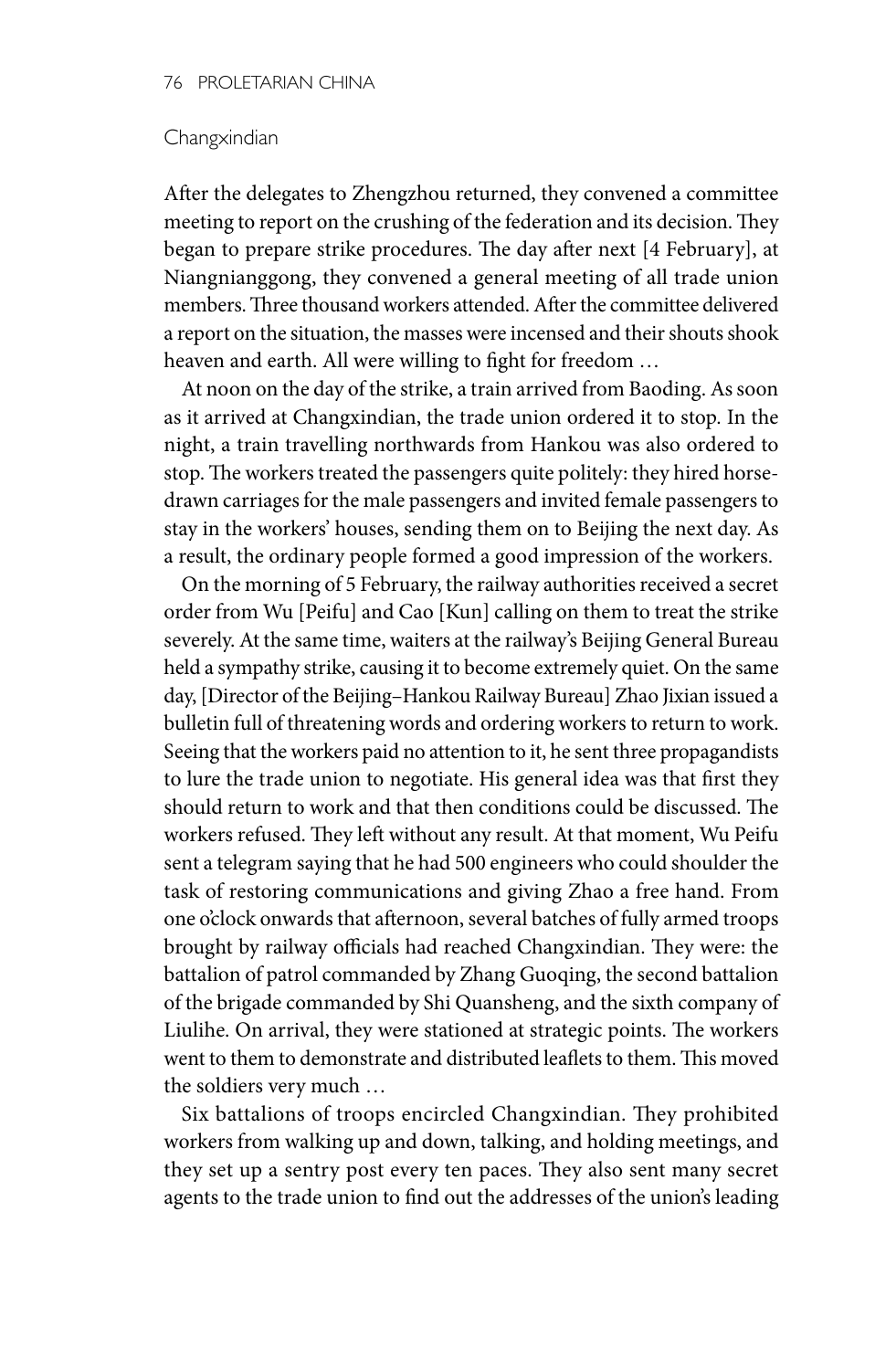## Changxindian

After the delegates to Zhengzhou returned, they convened a committee meeting to report on the crushing of the federation and its decision. They began to prepare strike procedures. The day after next [4 February], at Niangnianggong, they convened a general meeting of all trade union members. Three thousand workers attended. After the committee delivered a report on the situation, the masses were incensed and their shouts shook heaven and earth. All were willing to fight for freedom …

At noon on the day of the strike, a train arrived from Baoding. As soon as it arrived at Changxindian, the trade union ordered it to stop. In the night, a train travelling northwards from Hankou was also ordered to stop. The workers treated the passengers quite politely: they hired horse-drawn carriages for the male passengers and invited female passengers to stay in the workers' houses, sending them on to Beijing the next day. As a result, the ordinary people formed a good impression of the workers.

On the morning of 5 February, the railway authorities received a secret order from Wu [Peifu] and Cao [Kun] calling on them to treat the strike severely. At the same time, waiters at the railway's Beijing General Bureau held a sympathy strike, causing it to become extremely quiet. On the same day, [Director of the Beijing–Hankou Railway Bureau] Zhao Jixian issued a bulletin full of threatening words and ordering workers to return to work. Seeing that the workers paid no attention to it, he sent three propagandists to lure the trade union to negotiate. His general idea was that first they should return to work and that then conditions could be discussed. The workers refused. They left without any result. At that moment, Wu Peifu sent a telegram saying that he had 500 engineers who could shoulder the task of restoring communications and giving Zhao a free hand. From one o'clock onwards that afternoon, several batches of fully armed troops brought by railway officials had reached Changxindian. They were: the battalion of patrol commanded by Zhang Guoqing, the second battalion of the brigade commanded by Shi Quansheng, and the sixth company of Liulihe. On arrival, they were stationed at strategic points. The workers went to them to demonstrate and distributed leaflets to them. This moved the soldiers very much …

Six battalions of troops encircled Changxindian. They prohibited workers from walking up and down, talking, and holding meetings, and they set up a sentry post every ten paces. They also sent many secret agents to the trade union to find out the addresses of the union's leading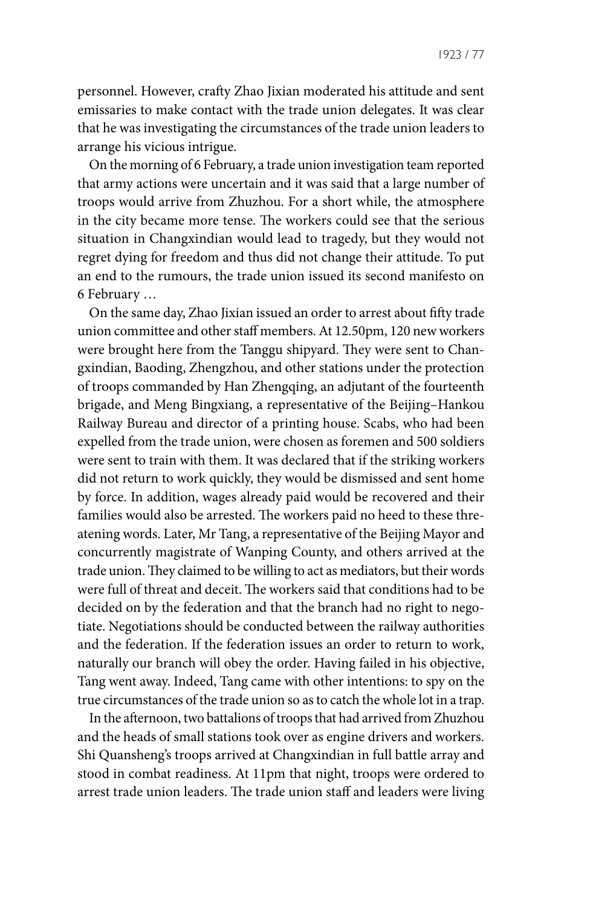personnel. However, crafty Zhao Jixian moderated his attitude and sent emissaries to make contact with the trade union delegates. It was clear that he was investigating the circumstances of the trade union leaders to arrange his vicious intrigue.

On the morning of 6 February, a trade union investigation team reported that army actions were uncertain and it was said that a large number of troops would arrive from Zhuzhou. For a short while, the atmosphere in the city became more tense. The workers could see that the serious situation in Changxindian would lead to tragedy, but they would not regret dying for freedom and thus did not change their attitude. To put an end to the rumours, the trade union issued its second manifesto on 6 February …

On the same day, Zhao Jixian issued an order to arrest about fifty trade union committee and other staff members. At 12.50pm, 120 new workers were brought here from the Tanggu shipyard. They were sent to Changxindian, Baoding, Zhengzhou, and other stations under the protection of troops commanded by Han Zhengqing, an adjutant of the fourteenth brigade, and Meng Bingxiang, a representative of the Beijing–Hankou Railway Bureau and director of a printing house. Scabs, who had been expelled from the trade union, were chosen as foremen and 500 soldiers were sent to train with them. It was declared that if the striking workers did not return to work quickly, they would be dismissed and sent home by force. In addition, wages already paid would be recovered and their families would also be arrested. The workers paid no heed to these threatening words. Later, Mr Tang, a representative of the Beijing Mayor and concurrently magistrate of Wanping County, and others arrived at the trade union. They claimed to be willing to act as mediators, but their words were full of threat and deceit. The workers said that conditions had to be decided on by the federation and that the branch had no right to negotiate. Negotiations should be conducted between the railway authorities and the federation. If the federation issues an order to return to work, naturally our branch will obey the order. Having failed in his objective, Tang went away. Indeed, Tang came with other intentions: to spy on the true circumstances of the trade union so as to catch the whole lot in a trap.

In the afternoon, two battalions of troops that had arrived from Zhuzhou and the heads of small stations took over as engine drivers and workers. Shi Quansheng's troops arrived at Changxindian in full battle array and stood in combat readiness. At 11pm that night, troops were ordered to arrest trade union leaders. The trade union staff and leaders were living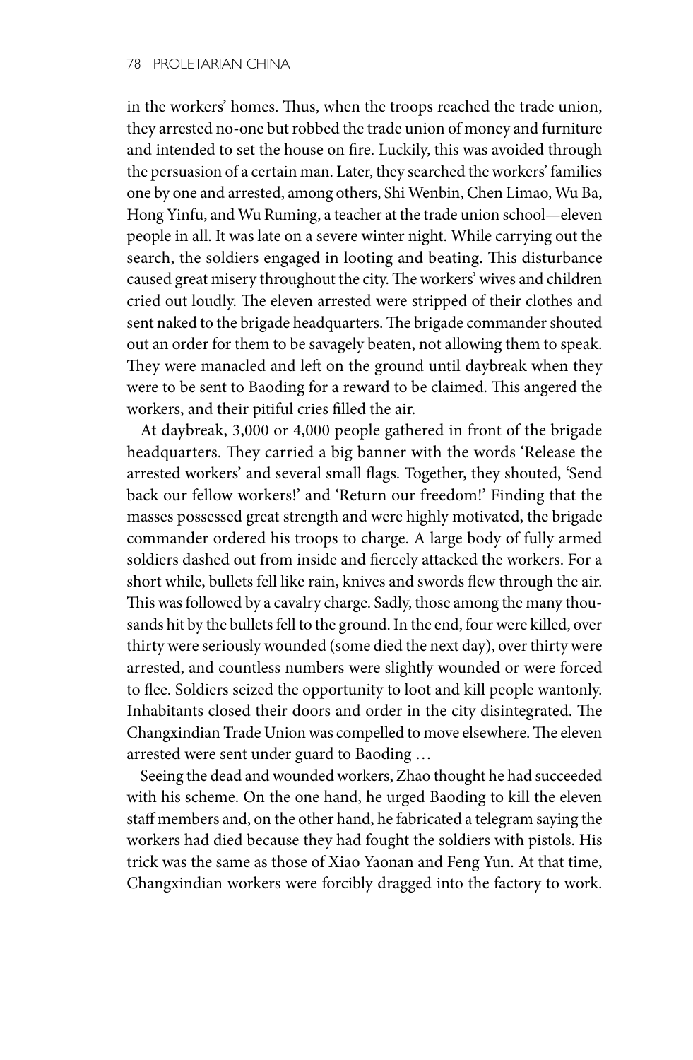in the workers' homes. Thus, when the troops reached the trade union, they arrested no-one but robbed the trade union of money and furniture and intended to set the house on fire. Luckily, this was avoided through the persuasion of a certain man. Later, they searched the workers' families one by one and arrested, among others, Shi Wenbin, Chen Limao, Wu Ba, Hong Yinfu, and Wu Ruming, a teacher at the trade union school—eleven people in all. It was late on a severe winter night. While carrying out the search, the soldiers engaged in looting and beating. This disturbance caused great misery throughout the city. The workers' wives and children cried out loudly. The eleven arrested were stripped of their clothes and sent naked to the brigade headquarters. The brigade commander shouted out an order for them to be savagely beaten, not allowing them to speak. They were manacled and left on the ground until daybreak when they were to be sent to Baoding for a reward to be claimed. This angered the workers, and their pitiful cries filled the air.

At daybreak, 3,000 or 4,000 people gathered in front of the brigade headquarters. They carried a big banner with the words 'Release the arrested workers' and several small flags. Together, they shouted, 'Send back our fellow workers!' and 'Return our freedom!' Finding that the masses possessed great strength and were highly motivated, the brigade commander ordered his troops to charge. A large body of fully armed soldiers dashed out from inside and fiercely attacked the workers. For a short while, bullets fell like rain, knives and swords flew through the air. This was followed by a cavalry charge. Sadly, those among the many thousands hit by the bullets fell to the ground. In the end, four were killed, over thirty were seriously wounded (some died the next day), over thirty were arrested, and countless numbers were slightly wounded or were forced to flee. Soldiers seized the opportunity to loot and kill people wantonly. Inhabitants closed their doors and order in the city disintegrated. The Changxindian Trade Union was compelled to move elsewhere. The eleven arrested were sent under guard to Baoding …

Seeing the dead and wounded workers, Zhao thought he had succeeded with his scheme. On the one hand, he urged Baoding to kill the eleven staff members and, on the other hand, he fabricated a telegram saying the workers had died because they had fought the soldiers with pistols. His trick was the same as those of Xiao Yaonan and Feng Yun. At that time, Changxindian workers were forcibly dragged into the factory to work.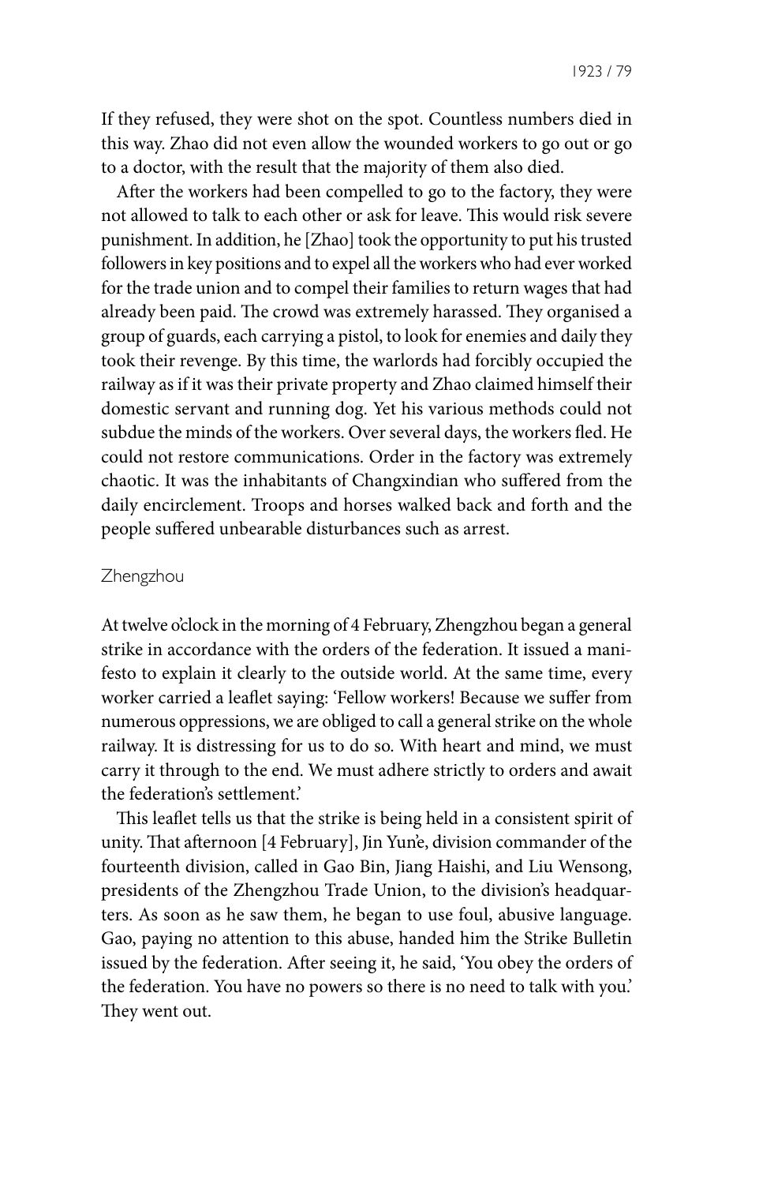If they refused, they were shot on the spot. Countless numbers died in this way. Zhao did not even allow the wounded workers to go out or go to a doctor, with the result that the majority of them also died.

After the workers had been compelled to go to the factory, they were not allowed to talk to each other or ask for leave. This would risk severe punishment. In addition, he [Zhao] took the opportunity to put his trusted followers in key positions and to expel all the workers who had ever worked for the trade union and to compel their families to return wages that had already been paid. The crowd was extremely harassed. They organised a group of guards, each carrying a pistol, to look for enemies and daily they took their revenge. By this time, the warlords had forcibly occupied the railway as if it was their private property and Zhao claimed himself their domestic servant and running dog. Yet his various methods could not subdue the minds of the workers. Over several days, the workers fled. He could not restore communications. Order in the factory was extremely chaotic. It was the inhabitants of Changxindian who suffered from the daily encirclement. Troops and horses walked back and forth and the people suffered unbearable disturbances such as arrest.

## Zhengzhou

At twelve o'clock in the morning of 4 February, Zhengzhou began a general strike in accordance with the orders of the federation. It issued a manifesto to explain it clearly to the outside world. At the same time, every worker carried a leaflet saying: 'Fellow workers! Because we suffer from numerous oppressions, we are obliged to call a general strike on the whole railway. It is distressing for us to do so. With heart and mind, we must carry it through to the end. We must adhere strictly to orders and await the federation's settlement.'

This leaflet tells us that the strike is being held in a consistent spirit of unity. That afternoon [4 February], Jin Yun'e, division commander of the fourteenth division, called in Gao Bin, Jiang Haishi, and Liu Wensong, presidents of the Zhengzhou Trade Union, to the division's headquarters. As soon as he saw them, he began to use foul, abusive language. Gao, paying no attention to this abuse, handed him the Strike Bulletin issued by the federation. After seeing it, he said, 'You obey the orders of the federation. You have no powers so there is no need to talk with you.' They went out.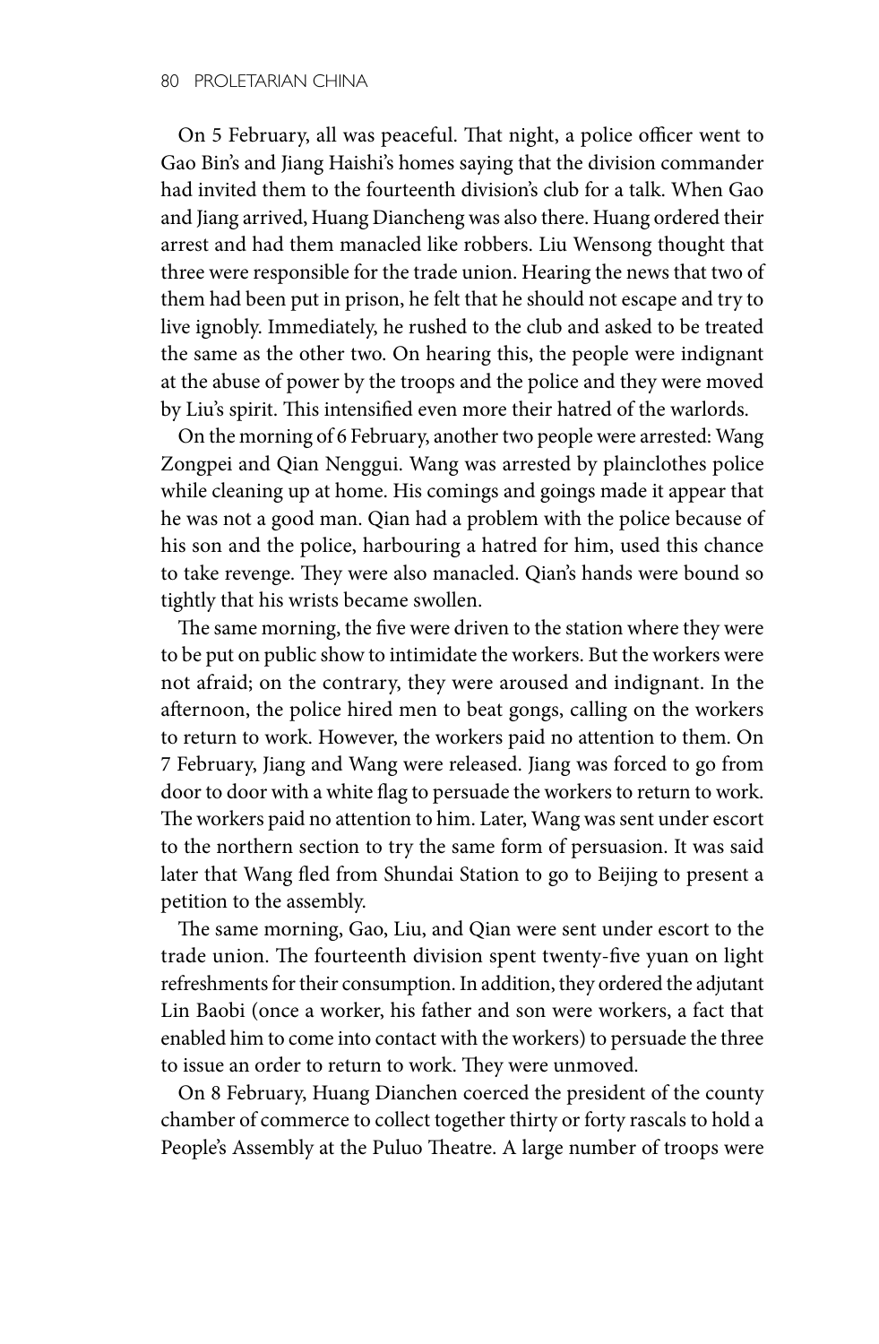On 5 February, all was peaceful. That night, a police officer went to Gao Bin's and Jiang Haishi's homes saying that the division commander had invited them to the fourteenth division's club for a talk. When Gao and Jiang arrived, Huang Diancheng was also there. Huang ordered their arrest and had them manacled like robbers. Liu Wensong thought that three were responsible for the trade union. Hearing the news that two of them had been put in prison, he felt that he should not escape and try to live ignobly. Immediately, he rushed to the club and asked to be treated the same as the other two. On hearing this, the people were indignant at the abuse of power by the troops and the police and they were moved by Liu's spirit. This intensified even more their hatred of the warlords.

On the morning of 6 February, another two people were arrested: Wang Zongpei and Qian Nenggui. Wang was arrested by plainclothes police while cleaning up at home. His comings and goings made it appear that he was not a good man. Qian had a problem with the police because of his son and the police, harbouring a hatred for him, used this chance to take revenge. They were also manacled. Qian's hands were bound so tightly that his wrists became swollen.

The same morning, the five were driven to the station where they were to be put on public show to intimidate the workers. But the workers were not afraid; on the contrary, they were aroused and indignant. In the afternoon, the police hired men to beat gongs, calling on the workers to return to work. However, the workers paid no attention to them. On 7 February, Jiang and Wang were released. Jiang was forced to go from door to door with a white flag to persuade the workers to return to work. The workers paid no attention to him. Later, Wang was sent under escort to the northern section to try the same form of persuasion. It was said later that Wang fled from Shundai Station to go to Beijing to present a petition to the assembly.

The same morning, Gao, Liu, and Qian were sent under escort to the trade union. The fourteenth division spent twenty-five yuan on light refreshments for their consumption. In addition, they ordered the adjutant Lin Baobi (once a worker, his father and son were workers, a fact that enabled him to come into contact with the workers) to persuade the three to issue an order to return to work. They were unmoved.

On 8 February, Huang Dianchen coerced the president of the county chamber of commerce to collect together thirty or forty rascals to hold a People's Assembly at the Puluo Theatre. A large number of troops were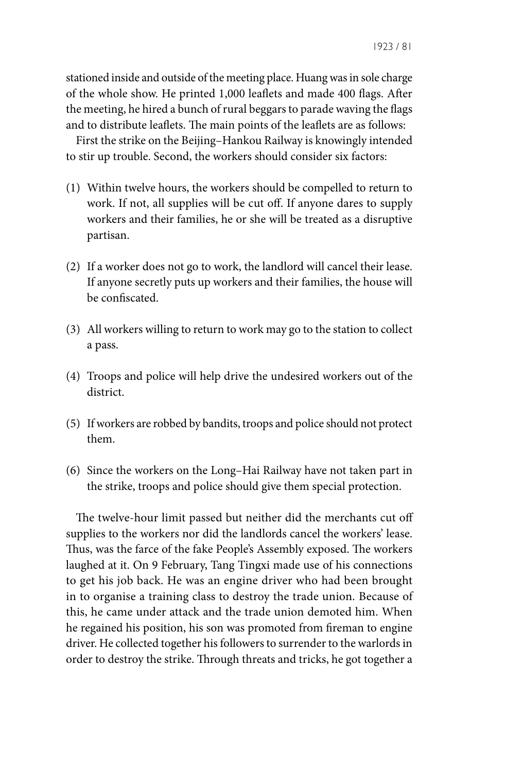stationed inside and outside of the meeting place. Huang was in sole charge of the whole show. He printed 1,000 leaflets and made 400 flags. After the meeting, he hired a bunch of rural beggars to parade waving the flags and to distribute leaflets. The main points of the leaflets are as follows:

First the strike on the Beijing–Hankou Railway is knowingly intended to stir up trouble. Second, the workers should consider six factors:

(1) Within twelve hours, the workers should be compelled to return to work. If not, all supplies will be cut off. If anyone dares to supply workers and their families, he or she will be treated as a disruptive partisan.

(2) If a worker does not go to work, the landlord will cancel their lease. If anyone secretly puts up workers and their families, the house will be confiscated.

(3) All workers willing to return to work may go to the station to collect a pass.

(4) Troops and police will help drive the undesired workers out of the district.

(5) If workers are robbed by bandits, troops and police should not protect them.

(6) Since the workers on the Long–Hai Railway have not taken part in the strike, troops and police should give them special protection.

The twelve-hour limit passed but neither did the merchants cut off supplies to the workers nor did the landlords cancel the workers' lease. Thus, was the farce of the fake People's Assembly exposed. The workers laughed at it. On 9 February, Tang Tingxi made use of his connections to get his job back. He was an engine driver who had been brought in to organise a training class to destroy the trade union. Because of this, he came under attack and the trade union demoted him. When he regained his position, his son was promoted from fireman to engine driver. He collected together his followers to surrender to the warlords in order to destroy the strike. Through threats and tricks, he got together a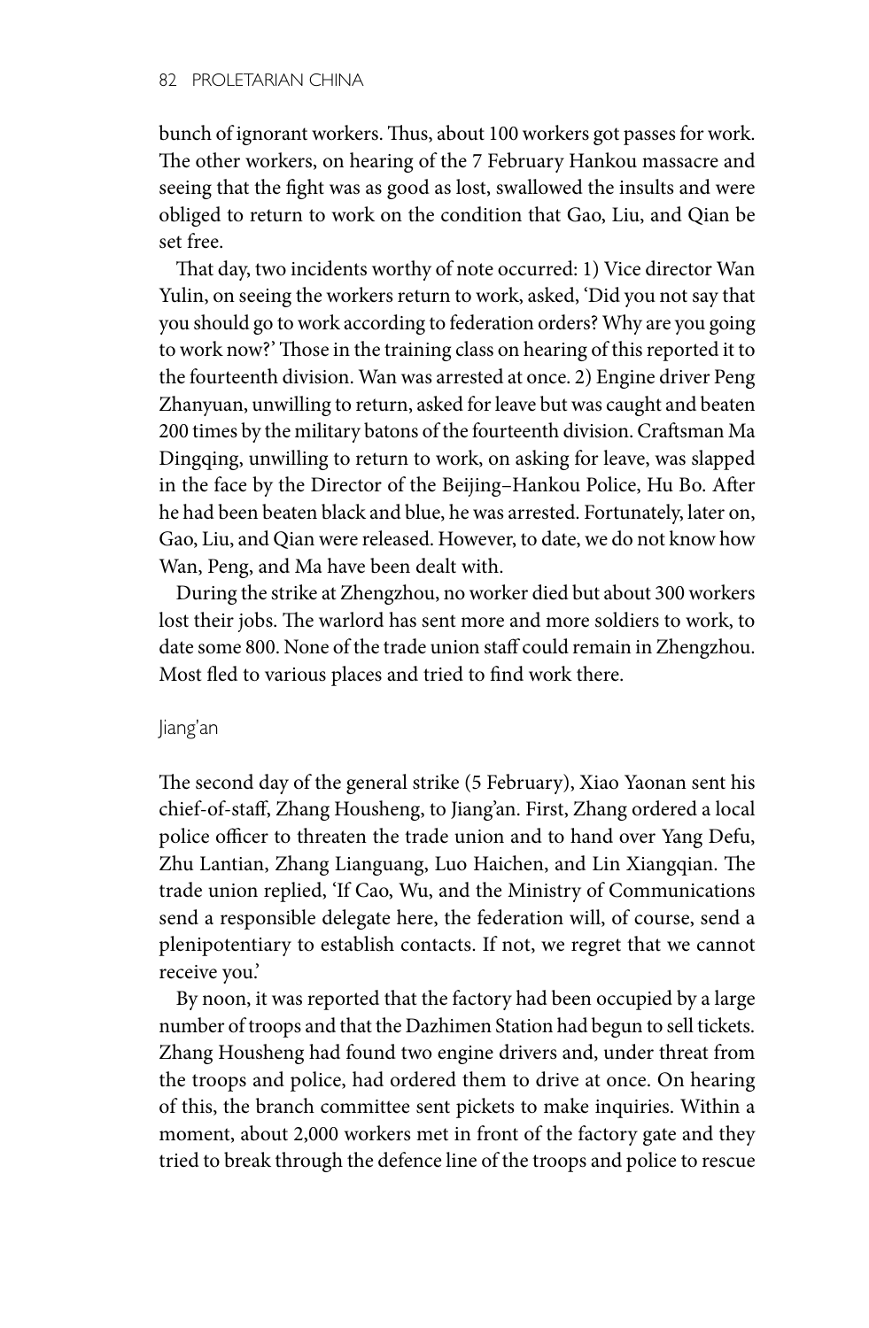bunch of ignorant workers. Thus, about 100 workers got passes for work. The other workers, on hearing of the 7 February Hankou massacre and seeing that the fight was as good as lost, swallowed the insults and were obliged to return to work on the condition that Gao, Liu, and Qian be set free.

That day, two incidents worthy of note occurred: 1) Vice director Wan Yulin, on seeing the workers return to work, asked, 'Did you not say that you should go to work according to federation orders? Why are you going to work now?' Those in the training class on hearing of this reported it to the fourteenth division. Wan was arrested at once. 2) Engine driver Peng Zhanyuan, unwilling to return, asked for leave but was caught and beaten 200 times by the military batons of the fourteenth division. Craftsman Ma Dingqing, unwilling to return to work, on asking for leave, was slapped in the face by the Director of the Beijing–Hankou Police, Hu Bo. After he had been beaten black and blue, he was arrested. Fortunately, later on, Gao, Liu, and Qian were released. However, to date, we do not know how Wan, Peng, and Ma have been dealt with.

During the strike at Zhengzhou, no worker died but about 300 workers lost their jobs. The warlord has sent more and more soldiers to work, to date some 800. None of the trade union staff could remain in Zhengzhou. Most fled to various places and tried to find work there.

### Jiang'an

The second day of the general strike (5 February), Xiao Yaonan sent his chief-of-staff, Zhang Housheng, to Jiang'an. First, Zhang ordered a local police officer to threaten the trade union and to hand over Yang Defu, Zhu Lantian, Zhang Lianguang, Luo Haichen, and Lin Xiangqian. The trade union replied, 'If Cao, Wu, and the Ministry of Communications send a responsible delegate here, the federation will, of course, send a plenipotentiary to establish contacts. If not, we regret that we cannot receive you.'

By noon, it was reported that the factory had been occupied by a large number of troops and that the Dazhimen Station had begun to sell tickets. Zhang Housheng had found two engine drivers and, under threat from the troops and police, had ordered them to drive at once. On hearing of this, the branch committee sent pickets to make inquiries. Within a moment, about 2,000 workers met in front of the factory gate and they tried to break through the defence line of the troops and police to rescue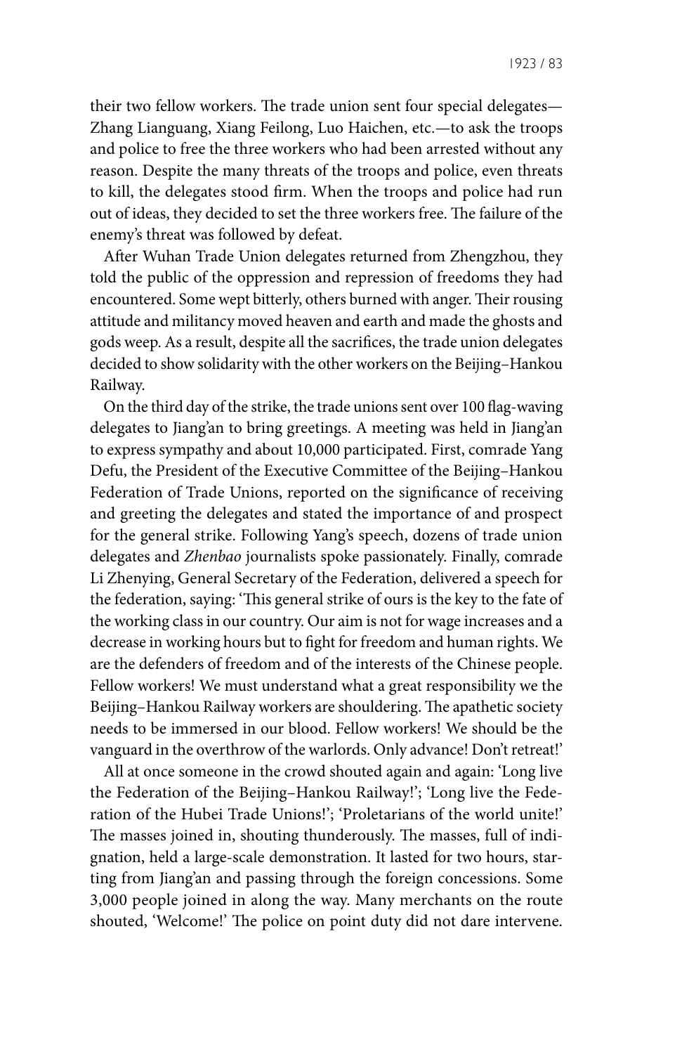their two fellow workers. The trade union sent four special delegates—Zhang Lianguang, Xiang Feilong, Luo Haichen, etc.—to ask the troops and police to free the three workers who had been arrested without any reason. Despite the many threats of the troops and police, even threats to kill, the delegates stood firm. When the troops and police had run out of ideas, they decided to set the three workers free. The failure of the enemy's threat was followed by defeat.

After Wuhan Trade Union delegates returned from Zhengzhou, they told the public of the oppression and repression of freedoms they had encountered. Some wept bitterly, others burned with anger. Their rousing attitude and militancy moved heaven and earth and made the ghosts and gods weep. As a result, despite all the sacrifices, the trade union delegates decided to show solidarity with the other workers on the Beijing–Hankou Railway.

On the third day of the strike, the trade unions sent over 100 flag-waving delegates to Jiang'an to bring greetings. A meeting was held in Jiang'an to express sympathy and about 10,000 participated. First, comrade Yang Defu, the President of the Executive Committee of the Beijing–Hankou Federation of Trade Unions, reported on the significance of receiving and greeting the delegates and stated the importance of and prospect for the general strike. Following Yang's speech, dozens of trade union delegates and *Zhenbao* journalists spoke passionately. Finally, comrade Li Zhenying, General Secretary of the Federation, delivered a speech for the federation, saying: 'This general strike of ours is the key to the fate of the working class in our country. Our aim is not for wage increases and a decrease in working hours but to fight for freedom and human rights. We are the defenders of freedom and of the interests of the Chinese people. Fellow workers! We must understand what a great responsibility we the Beijing–Hankou Railway workers are shouldering. The apathetic society needs to be immersed in our blood. Fellow workers! We should be the vanguard in the overthrow of the warlords. Only advance! Don't retreat!'

All at once someone in the crowd shouted again and again: 'Long live the Federation of the Beijing–Hankou Railway!'; 'Long live the Federation of the Hubei Trade Unions!'; 'Proletarians of the world unite!' The masses joined in, shouting thunderously. The masses, full of indignation, held a large-scale demonstration. It lasted for two hours, starting from Jiang'an and passing through the foreign concessions. Some 3,000 people joined in along the way. Many merchants on the route shouted, 'Welcome!' The police on point duty did not dare intervene.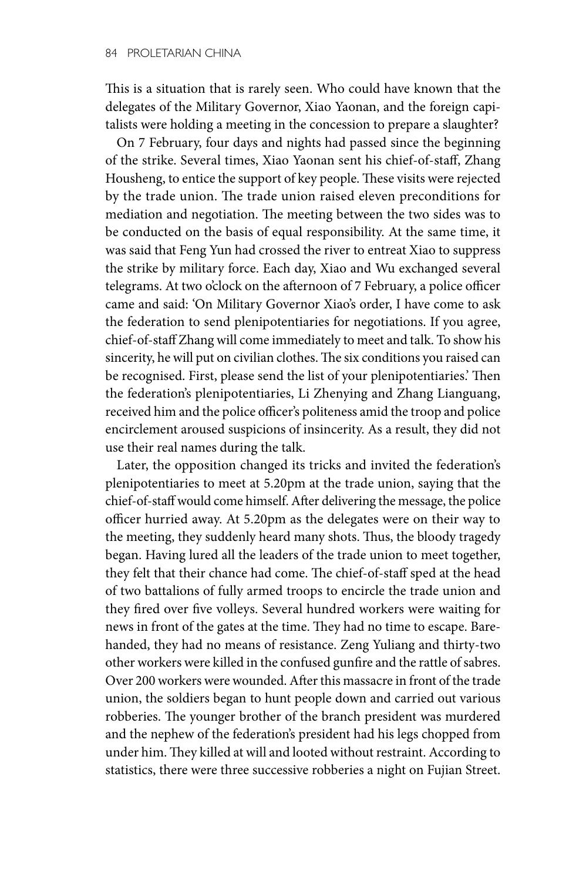This is a situation that is rarely seen. Who could have known that the delegates of the Military Governor, Xiao Yaonan, and the foreign capitalists were holding a meeting in the concession to prepare a slaughter?

On 7 February, four days and nights had passed since the beginning of the strike. Several times, Xiao Yaonan sent his chief-of-staff, Zhang Housheng, to entice the support of key people. These visits were rejected by the trade union. The trade union raised eleven preconditions for mediation and negotiation. The meeting between the two sides was to be conducted on the basis of equal responsibility. At the same time, it was said that Feng Yun had crossed the river to entreat Xiao to suppress the strike by military force. Each day, Xiao and Wu exchanged several telegrams. At two o'clock on the afternoon of 7 February, a police officer came and said: 'On Military Governor Xiao's order, I have come to ask the federation to send plenipotentiaries for negotiations. If you agree, chief-of-staff Zhang will come immediately to meet and talk. To show his sincerity, he will put on civilian clothes. The six conditions you raised can be recognised. First, please send the list of your plenipotentiaries.' Then the federation's plenipotentiaries, Li Zhenying and Zhang Lianguang, received him and the police officer's politeness amid the troop and police encirclement aroused suspicions of insincerity. As a result, they did not use their real names during the talk.

Later, the opposition changed its tricks and invited the federation's plenipotentiaries to meet at 5.20pm at the trade union, saying that the chief-of-staff would come himself. After delivering the message, the police officer hurried away. At 5.20pm as the delegates were on their way to the meeting, they suddenly heard many shots. Thus, the bloody tragedy began. Having lured all the leaders of the trade union to meet together, they felt that their chance had come. The chief-of-staff sped at the head of two battalions of fully armed troops to encircle the trade union and they fired over five volleys. Several hundred workers were waiting for news in front of the gates at the time. They had no time to escape. Barehanded, they had no means of resistance. Zeng Yuliang and thirty-two other workers were killed in the confused gunfire and the rattle of sabres. Over 200 workers were wounded. After this massacre in front of the trade union, the soldiers began to hunt people down and carried out various robberies. The younger brother of the branch president was murdered and the nephew of the federation's president had his legs chopped from under him. They killed at will and looted without restraint. According to statistics, there were three successive robberies a night on Fujian Street.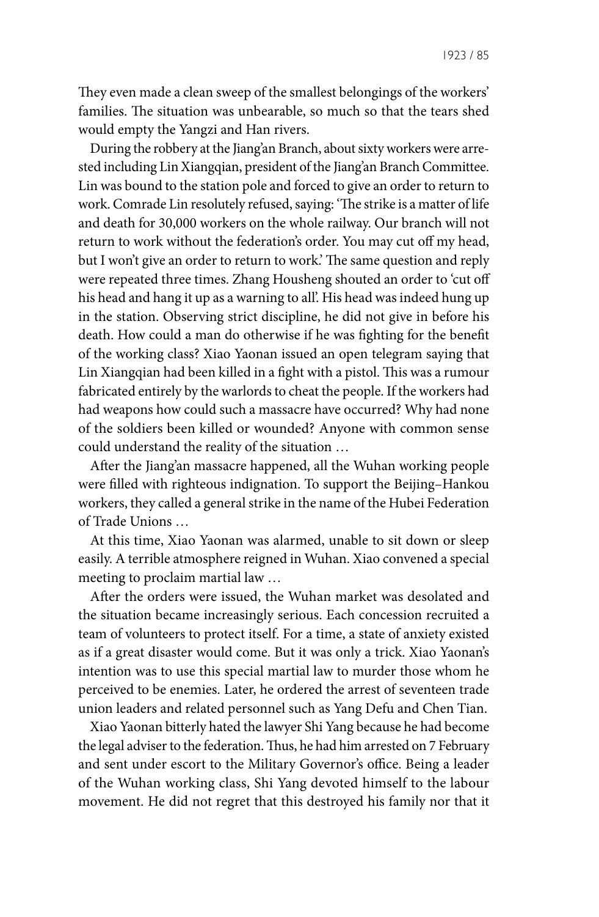They even made a clean sweep of the smallest belongings of the workers' families. The situation was unbearable, so much so that the tears shed would empty the Yangzi and Han rivers.

During the robbery at the Jiang'an Branch, about sixty workers were arrested including Lin Xiangqian, president of the Jiang'an Branch Committee. Lin was bound to the station pole and forced to give an order to return to work. Comrade Lin resolutely refused, saying: 'The strike is a matter of life and death for 30,000 workers on the whole railway. Our branch will not return to work without the federation's order. You may cut off my head, but I won't give an order to return to work.' The same question and reply were repeated three times. Zhang Housheng shouted an order to 'cut off his head and hang it up as a warning to all'. His head was indeed hung up in the station. Observing strict discipline, he did not give in before his death. How could a man do otherwise if he was fighting for the benefit of the working class? Xiao Yaonan issued an open telegram saying that Lin Xiangqian had been killed in a fight with a pistol. This was a rumour fabricated entirely by the warlords to cheat the people. If the workers had had weapons how could such a massacre have occurred? Why had none of the soldiers been killed or wounded? Anyone with common sense could understand the reality of the situation …

After the Jiang'an massacre happened, all the Wuhan working people were filled with righteous indignation. To support the Beijing–Hankou workers, they called a general strike in the name of the Hubei Federation of Trade Unions …

At this time, Xiao Yaonan was alarmed, unable to sit down or sleep easily. A terrible atmosphere reigned in Wuhan. Xiao convened a special meeting to proclaim martial law …

After the orders were issued, the Wuhan market was desolated and the situation became increasingly serious. Each concession recruited a team of volunteers to protect itself. For a time, a state of anxiety existed as if a great disaster would come. But it was only a trick. Xiao Yaonan's intention was to use this special martial law to murder those whom he perceived to be enemies. Later, he ordered the arrest of seventeen trade union leaders and related personnel such as Yang Defu and Chen Tian.

Xiao Yaonan bitterly hated the lawyer Shi Yang because he had become the legal adviser to the federation. Thus, he had him arrested on 7 February and sent under escort to the Military Governor's office. Being a leader of the Wuhan working class, Shi Yang devoted himself to the labour movement. He did not regret that this destroyed his family nor that it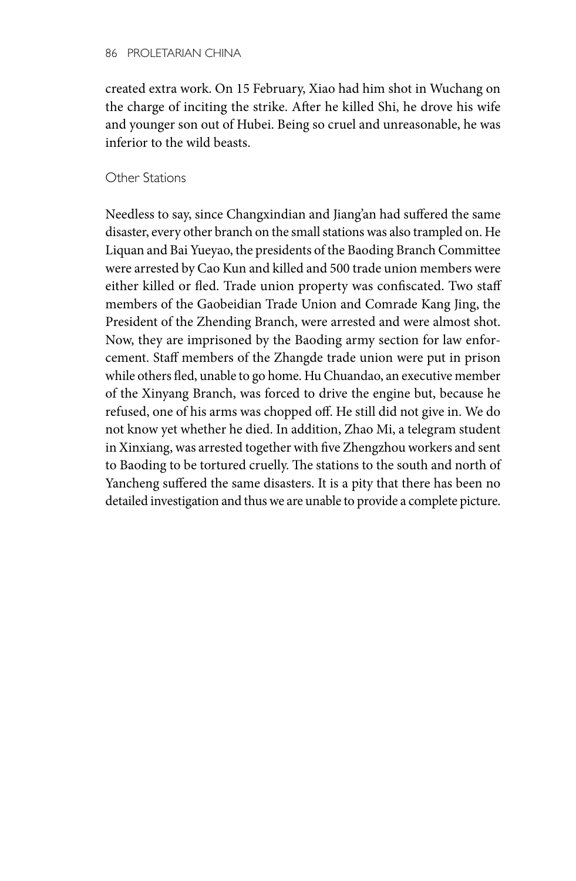created extra work. On 15 February, Xiao had him shot in Wuchang on the charge of inciting the strike. After he killed Shi, he drove his wife and younger son out of Hubei. Being so cruel and unreasonable, he was inferior to the wild beasts.

### Other Stations

Needless to say, since Changxindian and Jiang'an had suffered the same disaster, every other branch on the small stations was also trampled on. He Liquan and Bai Yueyao, the presidents of the Baoding Branch Committee were arrested by Cao Kun and killed and 500 trade union members were either killed or fled. Trade union property was confiscated. Two staff members of the Gaobeidian Trade Union and Comrade Kang Jing, the President of the Zhending Branch, were arrested and were almost shot. Now, they are imprisoned by the Baoding army section for law enforcement. Staff members of the Zhangde trade union were put in prison while others fled, unable to go home. Hu Chuandao, an executive member of the Xinyang Branch, was forced to drive the engine but, because he refused, one of his arms was chopped off. He still did not give in. We do not know yet whether he died. In addition, Zhao Mi, a telegram student in Xinxiang, was arrested together with five Zhengzhou workers and sent to Baoding to be tortured cruelly. The stations to the south and north of Yancheng suffered the same disasters. It is a pity that there has been no detailed investigation and thus we are unable to provide a complete picture.